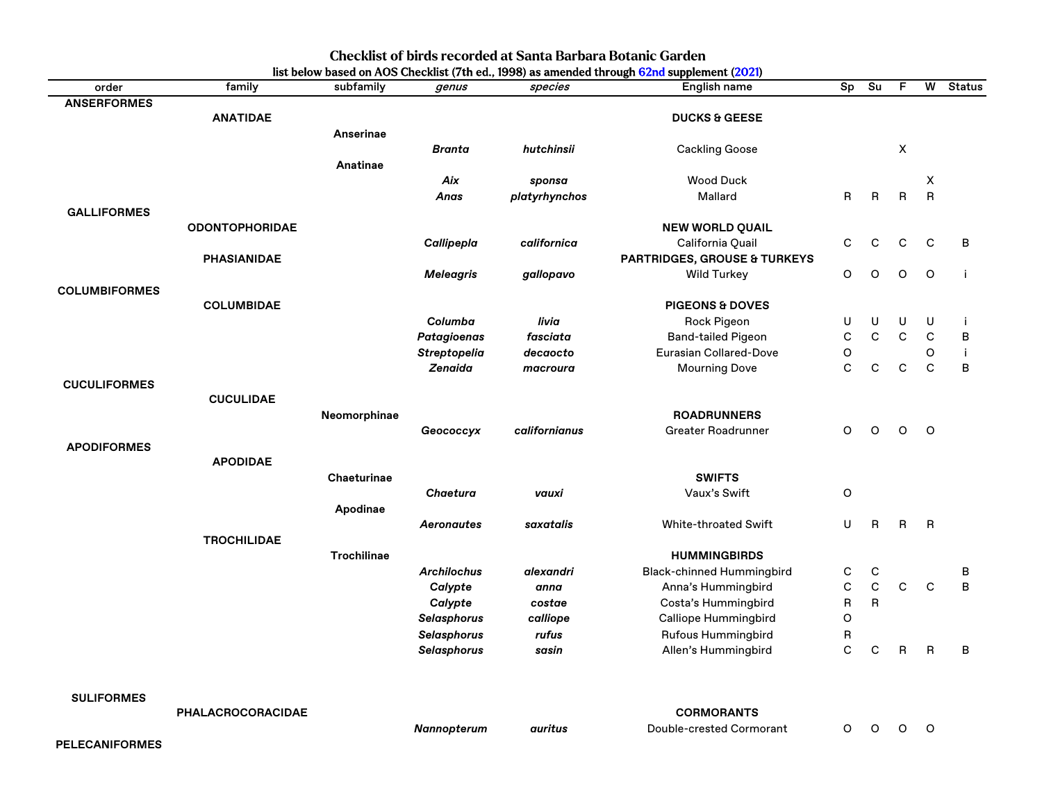# Checklist of birds recorded at Santa Barbara Botanic Garden

list below based on AOS Checklist (7th ed., 1998) as amended through 62nd supplement (2021)

| order | family | subfamily | *genus* | *species* | English name | Sp | Su | F | W | Status |
|---|---|---|---|---|---|---|---|---|---|---|
| **ANSERFORMES** | | | | | | | | | | |
| | **ANATIDAE** | | | | **DUCKS & GEESE** | | | | | |
| | | **Anserinae** | | | | | | | | |
| | | | ***Branta*** | ***hutchinsii*** | Cackling Goose | | | X | | |
| | | **Anatinae** | | | | | | | | |
| | | | ***Aix*** | ***sponsa*** | Wood Duck | | | | X | |
| | | | ***Anas*** | ***platyrhynchos*** | Mallard | R | R | R | R | |
| **GALLIFORMES** | | | | | | | | | | |
| | **ODONTOPHORIDAE** | | | | **NEW WORLD QUAIL** | | | | | |
| | | | ***Callipepla*** | ***californica*** | California Quail | C | C | C | C | B |
| | **PHASIANIDAE** | | | | **PARTRIDGES, GROUSE & TURKEYS** | | | | | |
| | | | ***Meleagris*** | ***gallopavo*** | Wild Turkey | O | O | O | O | i |
| **COLUMBIFORMES** | | | | | | | | | | |
| | **COLUMBIDAE** | | | | **PIGEONS & DOVES** | | | | | |
| | | | ***Columba*** | ***livia*** | Rock Pigeon | U | U | U | U | i |
| | | | ***Patagioenas*** | ***fasciata*** | Band-tailed Pigeon | C | C | C | C | B |
| | | | ***Streptopelia*** | ***decaocto*** | Eurasian Collared-Dove | O | | | O | i |
| | | | ***Zenaida*** | ***macroura*** | Mourning Dove | C | C | C | C | B |
| **CUCULIFORMES** | | | | | | | | | | |
| | **CUCULIDAE** | | | | | | | | | |
| | | **Neomorphinae** | | | **ROADRUNNERS** | | | | | |
| | | | ***Geococcyx*** | ***californianus*** | Greater Roadrunner | O | O | O | O | |
| **APODIFORMES** | | | | | | | | | | |
| | **APODIDAE** | | | | | | | | | |
| | | **Chaeturinae** | | | **SWIFTS** | | | | | |
| | | | ***Chaetura*** | ***vauxi*** | Vaux's Swift | O | | | | |
| | | **Apodinae** | | | | | | | | |
| | | | ***Aeronautes*** | ***saxatalis*** | White-throated Swift | U | R | R | R | |
| | **TROCHILIDAE** | | | | | | | | | |
| | | **Trochilinae** | | | **HUMMINGBIRDS** | | | | | |
| | | | ***Archilochus*** | ***alexandri*** | Black-chinned Hummingbird | C | C | | | B |
| | | | ***Calypte*** | ***anna*** | Anna's Hummingbird | C | C | C | C | B |
| | | | ***Calypte*** | ***costae*** | Costa's Hummingbird | R | R | | | |
| | | | ***Selasphorus*** | ***calliope*** | Calliope Hummingbird | O | | | | |
| | | | ***Selasphorus*** | ***rufus*** | Rufous Hummingbird | R | | | | |
| | | | ***Selasphorus*** | ***sasin*** | Allen's Hummingbird | C | C | R | R | B |
| **SULIFORMES** | | | | | | | | | | |
| | **PHALACROCORACIDAE** | | | | **CORMORANTS** | | | | | |
| | | | ***Nannopterum*** | ***auritus*** | Double-crested Cormorant | O | O | O | O | |
| **PELECANIFORMES** | | | | | | | | | | |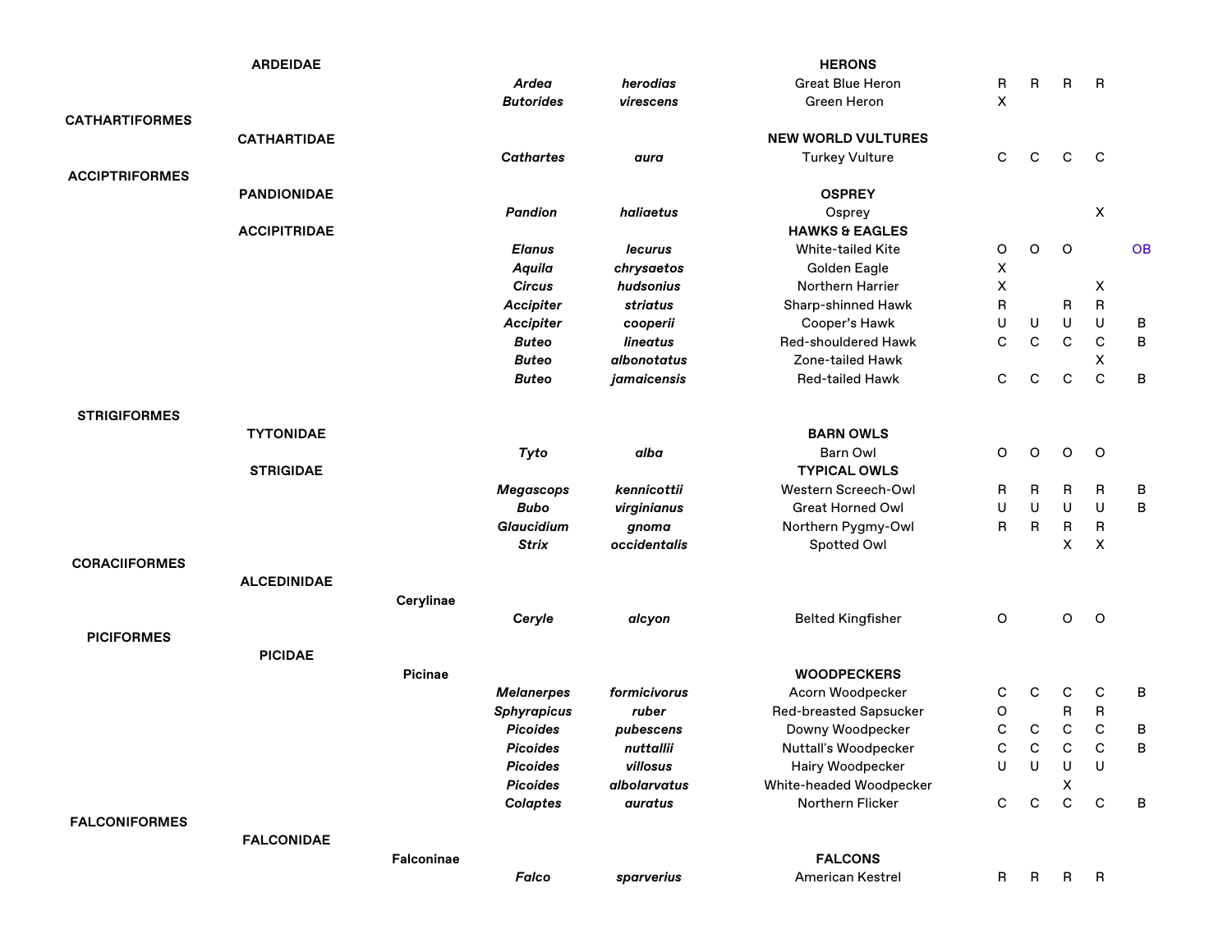| | | | | | | | | | | |
|---|---|---|---|---|---|---|---|---|---|---|
| | **ARDEIDAE** | | | | **HERONS** | | | | | |
| | | | ***Ardea*** | ***herodias*** | Great Blue Heron | R | R | R | R | |
| | | | ***Butorides*** | ***virescens*** | Green Heron | X | | | | |
| **CATHARTIFORMES** | | | | | | | | | | |
| | **CATHARTIDAE** | | | | **NEW WORLD VULTURES** | | | | | |
| | | | ***Cathartes*** | ***aura*** | Turkey Vulture | C | C | C | C | |
| **ACCIPTRIFORMES** | | | | | | | | | | |
| | **PANDIONIDAE** | | | | **OSPREY** | | | | | |
| | | | ***Pandion*** | ***haliaetus*** | Osprey | | | | X | |
| | **ACCIPITRIDAE** | | | | **HAWKS & EAGLES** | | | | | |
| | | | ***Elanus*** | ***lecurus*** | White-tailed Kite | O | O | O | | OB |
| | | | ***Aquila*** | ***chrysaetos*** | Golden Eagle | X | | | | |
| | | | ***Circus*** | ***hudsonius*** | Northern Harrier | X | | | X | |
| | | | ***Accipiter*** | ***striatus*** | Sharp-shinned Hawk | R | | R | R | |
| | | | ***Accipiter*** | ***cooperii*** | Cooper's Hawk | U | U | U | U | B |
| | | | ***Buteo*** | ***lineatus*** | Red-shouldered Hawk | C | C | C | C | B |
| | | | ***Buteo*** | ***albonotatus*** | Zone-tailed Hawk | | | | X | |
| | | | ***Buteo*** | ***jamaicensis*** | Red-tailed Hawk | C | C | C | C | B |
| **STRIGIFORMES** | | | | | | | | | | |
| | **TYTONIDAE** | | | | **BARN OWLS** | | | | | |
| | | | ***Tyto*** | ***alba*** | Barn Owl | O | O | O | O | |
| | **STRIGIDAE** | | | | **TYPICAL OWLS** | | | | | |
| | | | ***Megascops*** | ***kennicottii*** | Western Screech-Owl | R | R | R | R | B |
| | | | ***Bubo*** | ***virginianus*** | Great Horned Owl | U | U | U | U | B |
| | | | ***Glaucidium*** | ***gnoma*** | Northern Pygmy-Owl | R | R | R | R | |
| | | | ***Strix*** | ***occidentalis*** | Spotted Owl | | | X | X | |
| **CORACIIFORMES** | | | | | | | | | | |
| | **ALCEDINIDAE** | | | | | | | | | |
| | | **Cerylinae** | | | | | | | | |
| | | | ***Ceryle*** | ***alcyon*** | Belted Kingfisher | O | | O | O | |
| **PICIFORMES** | | | | | | | | | | |
| | **PICIDAE** | | | | | | | | | |
| | | **Picinae** | | | **WOODPECKERS** | | | | | |
| | | | ***Melanerpes*** | ***formicivorus*** | Acorn Woodpecker | C | C | C | C | B |
| | | | ***Sphyrapicus*** | ***ruber*** | Red-breasted Sapsucker | O | | R | R | |
| | | | ***Picoides*** | ***pubescens*** | Downy Woodpecker | C | C | C | C | B |
| | | | ***Picoides*** | ***nuttallii*** | Nuttall's Woodpecker | C | C | C | C | B |
| | | | ***Picoides*** | ***villosus*** | Hairy Woodpecker | U | U | U | U | |
| | | | ***Picoides*** | ***albolarvatus*** | White-headed Woodpecker | | | X | | |
| | | | ***Colaptes*** | ***auratus*** | Northern Flicker | C | C | C | C | B |
| **FALCONIFORMES** | | | | | | | | | | |
| | **FALCONIDAE** | | | | | | | | | |
| | | **Falconinae** | | | **FALCONS** | | | | | |
| | | | ***Falco*** | ***sparverius*** | American Kestrel | R | R | R | R | |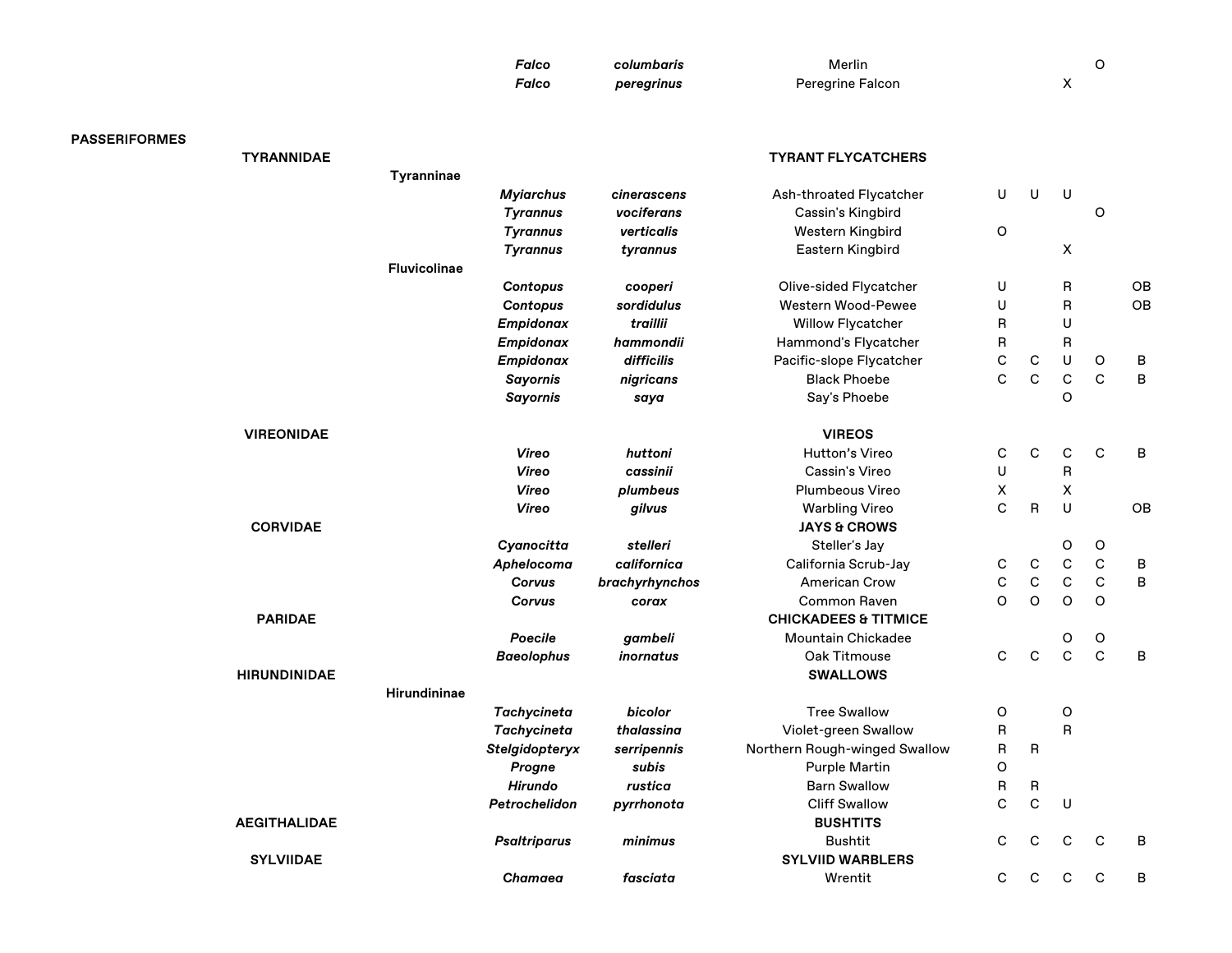| | | | | | | | | | | |
|---|---|---|---|---|---|---|---|---|---|---|
| | | | ***Falco*** | ***columbaris*** | Merlin | | | | O | |
| | | | ***Falco*** | ***peregrinus*** | Peregrine Falcon | | | X | | |
| **PASSERIFORMES** | | | | | | | | | | |
| | **TYRANNIDAE** | | | | **TYRANT FLYCATCHERS** | | | | | |
| | | **Tyranninae** | | | | | | | | |
| | | | ***Myiarchus*** | ***cinerascens*** | Ash-throated Flycatcher | U | U | U | | |
| | | | ***Tyrannus*** | ***vociferans*** | Cassin's Kingbird | | | | O | |
| | | | ***Tyrannus*** | ***verticalis*** | Western Kingbird | O | | | | |
| | | | ***Tyrannus*** | ***tyrannus*** | Eastern Kingbird | | | X | | |
| | | **Fluvicolinae** | | | | | | | | |
| | | | ***Contopus*** | ***cooperi*** | Olive-sided Flycatcher | U | | R | | OB |
| | | | ***Contopus*** | ***sordidulus*** | Western Wood-Pewee | U | | R | | OB |
| | | | ***Empidonax*** | ***traillii*** | Willow Flycatcher | R | | U | | |
| | | | ***Empidonax*** | ***hammondii*** | Hammond's Flycatcher | R | | R | | |
| | | | ***Empidonax*** | ***difficilis*** | Pacific-slope Flycatcher | C | C | U | O | B |
| | | | ***Sayornis*** | ***nigricans*** | Black Phoebe | C | C | C | C | B |
| | | | ***Sayornis*** | ***saya*** | Say's Phoebe | | | O | | |
| | **VIREONIDAE** | | | | **VIREOS** | | | | | |
| | | | ***Vireo*** | ***huttoni*** | Hutton's Vireo | C | C | C | C | B |
| | | | ***Vireo*** | ***cassinii*** | Cassin's Vireo | U | | R | | |
| | | | ***Vireo*** | ***plumbeus*** | Plumbeous Vireo | X | | X | | |
| | | | ***Vireo*** | ***gilvus*** | Warbling Vireo | C | R | U | | OB |
| | **CORVIDAE** | | | | **JAYS & CROWS** | | | | | |
| | | | ***Cyanocitta*** | ***stelleri*** | Steller's Jay | | | O | O | |
| | | | ***Aphelocoma*** | ***californica*** | California Scrub-Jay | C | C | C | C | B |
| | | | ***Corvus*** | ***brachyrhynchos*** | American Crow | C | C | C | C | B |
| | | | ***Corvus*** | ***corax*** | Common Raven | O | O | O | O | |
| | **PARIDAE** | | | | **CHICKADEES & TITMICE** | | | | | |
| | | | ***Poecile*** | ***gambeli*** | Mountain Chickadee | | | O | O | |
| | | | ***Baeolophus*** | ***inornatus*** | Oak Titmouse | C | C | C | C | B |
| | **HIRUNDINIDAE** | | | | **SWALLOWS** | | | | | |
| | | **Hirundininae** | | | | | | | | |
| | | | ***Tachycineta*** | ***bicolor*** | Tree Swallow | O | | O | | |
| | | | ***Tachycineta*** | ***thalassina*** | Violet-green Swallow | R | | R | | |
| | | | ***Stelgidopteryx*** | ***serripennis*** | Northern Rough-winged Swallow | R | R | | | |
| | | | ***Progne*** | ***subis*** | Purple Martin | O | | | | |
| | | | ***Hirundo*** | ***rustica*** | Barn Swallow | R | R | | | |
| | | | ***Petrochelidon*** | ***pyrrhonota*** | Cliff Swallow | C | C | U | | |
| | **AEGITHALIDAE** | | | | **BUSHTITS** | | | | | |
| | | | ***Psaltriparus*** | ***minimus*** | Bushtit | C | C | C | C | B |
| | **SYLVIIDAE** | | | | **SYLVIID WARBLERS** | | | | | |
| | | | ***Chamaea*** | ***fasciata*** | Wrentit | C | C | C | C | B |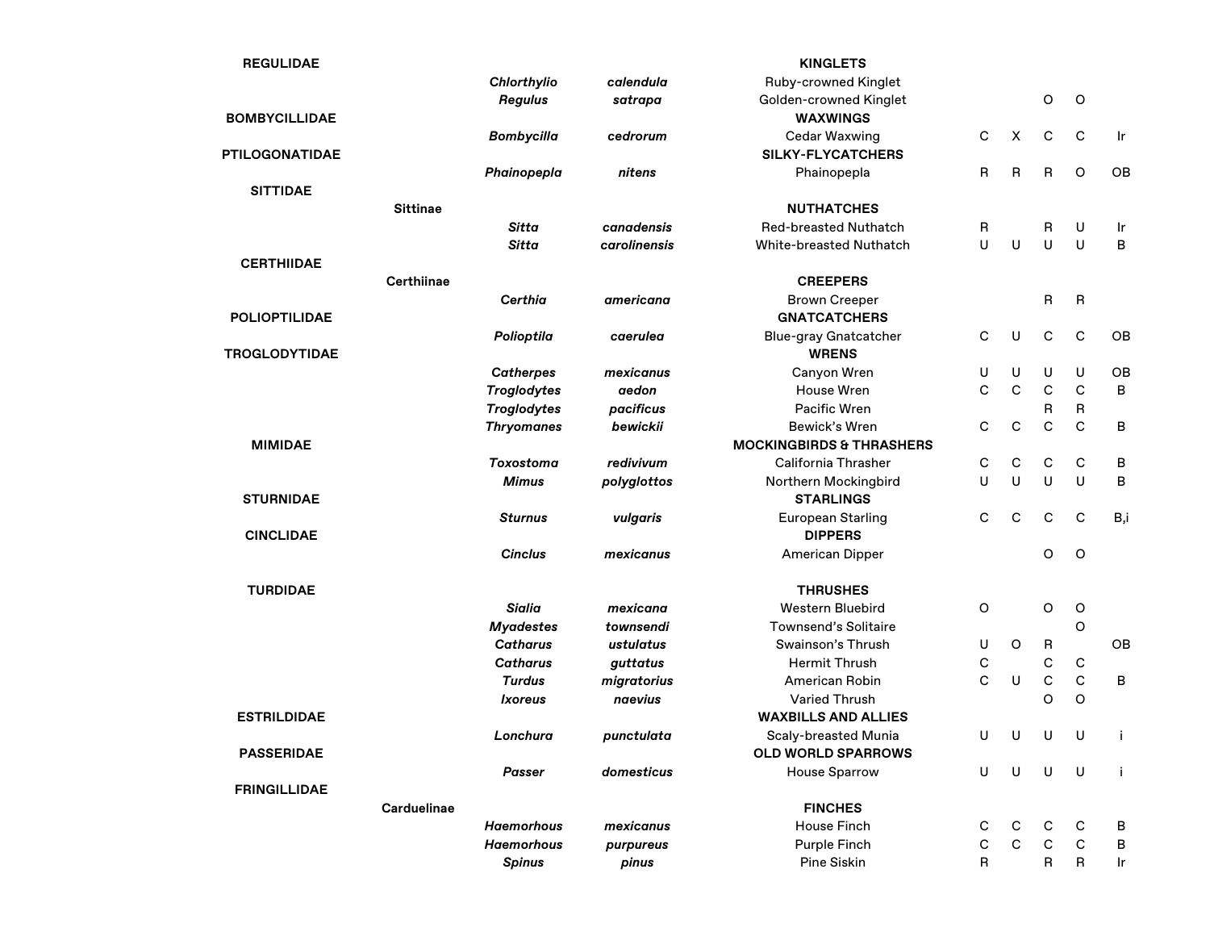| | | | | | | | | | |
|---|---|---|---|---|---|---|---|---|---|
| **REGULIDAE** | | | | **KINGLETS** | | | | | |
| | | ***Chlorthylio*** | ***calendula*** | Ruby-crowned Kinglet | | | | | |
| | | ***Regulus*** | ***satrapa*** | Golden-crowned Kinglet | | | O | O | |
| **BOMBYCILLIDAE** | | | | **WAXWINGS** | | | | | |
| | | ***Bombycilla*** | ***cedrorum*** | Cedar Waxwing | C | X | C | C | Ir |
| **PTILOGONATIDAE** | | | | **SILKY-FLYCATCHERS** | | | | | |
| | | ***Phainopepla*** | ***nitens*** | Phainopepla | R | R | R | O | OB |
| **SITTIDAE** | | | | | | | | | |
| | **Sittinae** | | | **NUTHATCHES** | | | | | |
| | | ***Sitta*** | ***canadensis*** | Red-breasted Nuthatch | R | | R | U | Ir |
| | | ***Sitta*** | ***carolinensis*** | White-breasted Nuthatch | U | U | U | U | B |
| **CERTHIIDAE** | | | | | | | | | |
| | **Certhiinae** | | | **CREEPERS** | | | | | |
| | | ***Certhia*** | ***americana*** | Brown Creeper | | | R | R | |
| **POLIOPTILIDAE** | | | | **GNATCATCHERS** | | | | | |
| | | ***Polioptila*** | ***caerulea*** | Blue-gray Gnatcatcher | C | U | C | C | OB |
| **TROGLODYTIDAE** | | | | **WRENS** | | | | | |
| | | ***Catherpes*** | ***mexicanus*** | Canyon Wren | U | U | U | U | OB |
| | | ***Troglodytes*** | ***aedon*** | House Wren | C | C | C | C | B |
| | | ***Troglodytes*** | ***pacificus*** | Pacific Wren | | | R | R | |
| | | ***Thryomanes*** | ***bewickii*** | Bewick's Wren | C | C | C | C | B |
| **MIMIDAE** | | | | **MOCKINGBIRDS & THRASHERS** | | | | | |
| | | ***Toxostoma*** | ***redivivum*** | California Thrasher | C | C | C | C | B |
| | | ***Mimus*** | ***polyglottos*** | Northern Mockingbird | U | U | U | U | B |
| **STURNIDAE** | | | | **STARLINGS** | | | | | |
| | | ***Sturnus*** | ***vulgaris*** | European Starling | C | C | C | C | B,i |
| **CINCLIDAE** | | | | **DIPPERS** | | | | | |
| | | ***Cinclus*** | ***mexicanus*** | American Dipper | | | O | O | |
| **TURDIDAE** | | | | **THRUSHES** | | | | | |
| | | ***Sialia*** | ***mexicana*** | Western Bluebird | O | | O | O | |
| | | ***Myadestes*** | ***townsendi*** | Townsend's Solitaire | | | | O | |
| | | ***Catharus*** | ***ustulatus*** | Swainson's Thrush | U | O | R | | OB |
| | | ***Catharus*** | ***guttatus*** | Hermit Thrush | C | | C | C | |
| | | ***Turdus*** | ***migratorius*** | American Robin | C | U | C | C | B |
| | | ***Ixoreus*** | ***naevius*** | Varied Thrush | | | O | O | |
| **ESTRILDIDAE** | | | | **WAXBILLS AND ALLIES** | | | | | |
| | | ***Lonchura*** | ***punctulata*** | Scaly-breasted Munia | U | U | U | U | i |
| **PASSERIDAE** | | | | **OLD WORLD SPARROWS** | | | | | |
| | | ***Passer*** | ***domesticus*** | House Sparrow | U | U | U | U | i |
| **FRINGILLIDAE** | | | | | | | | | |
| | **Carduelinae** | | | **FINCHES** | | | | | |
| | | ***Haemorhous*** | ***mexicanus*** | House Finch | C | C | C | C | B |
| | | ***Haemorhous*** | ***purpureus*** | Purple Finch | C | C | C | C | B |
| | | ***Spinus*** | ***pinus*** | Pine Siskin | R | | R | R | Ir |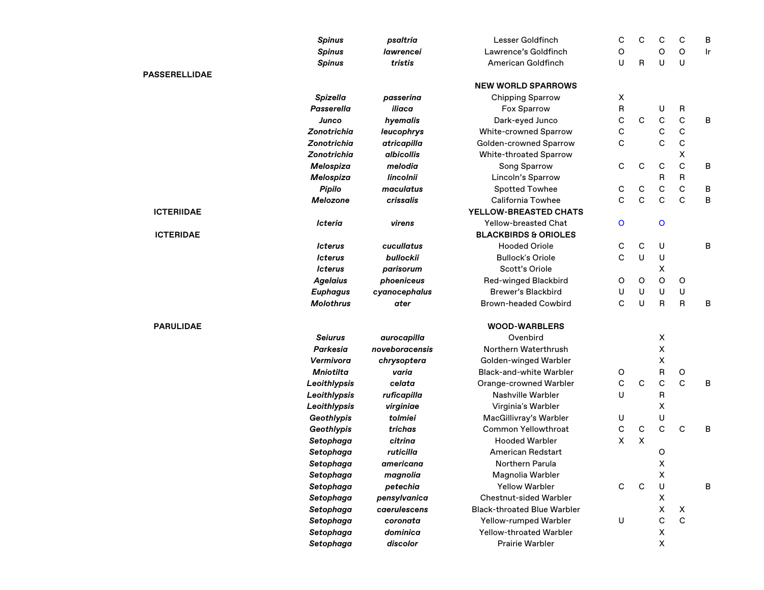| | | | | | | | | |
|---|---|---|---|---|---|---|---|---|
| | ***Spinus*** | ***psaltria*** | Lesser Goldfinch | C | C | C | C | B |
| | ***Spinus*** | ***lawrencei*** | Lawrence's Goldfinch | O | | O | O | Ir |
| | ***Spinus*** | ***tristis*** | American Goldfinch | U | R | U | U | |
| **PASSERELLIDAE** | | | | | | | | |
| | | | **NEW WORLD SPARROWS** | | | | | |
| | ***Spizella*** | ***passerina*** | Chipping Sparrow | X | | | | |
| | ***Passerella*** | ***iliaca*** | Fox Sparrow | R | | U | R | |
| | ***Junco*** | ***hyemalis*** | Dark-eyed Junco | C | C | C | C | B |
| | ***Zonotrichia*** | ***leucophrys*** | White-crowned Sparrow | C | | C | C | |
| | ***Zonotrichia*** | ***atricapilla*** | Golden-crowned Sparrow | C | | C | C | |
| | ***Zonotrichia*** | ***albicollis*** | White-throated Sparrow | | | | X | |
| | ***Melospiza*** | ***melodia*** | Song Sparrow | C | C | C | C | B |
| | ***Melospiza*** | ***lincolnii*** | Lincoln's Sparrow | | | R | R | |
| | ***Pipilo*** | ***maculatus*** | Spotted Towhee | C | C | C | C | B |
| | ***Melozone*** | ***crissalis*** | California Towhee | C | C | C | C | B |
| **ICTERIIDAE** | | | **YELLOW-BREASTED CHATS** | | | | | |
| | ***Icteria*** | ***virens*** | Yellow-breasted Chat | O | | O | | |
| **ICTERIDAE** | | | **BLACKBIRDS & ORIOLES** | | | | | |
| | ***Icterus*** | ***cucullatus*** | Hooded Oriole | C | C | U | | B |
| | ***Icterus*** | ***bullockii*** | Bullock's Oriole | C | U | U | | |
| | ***Icterus*** | ***parisorum*** | Scott's Oriole | | | X | | |
| | ***Agelaius*** | ***phoeniceus*** | Red-winged Blackbird | O | O | O | O | |
| | ***Euphagus*** | ***cyanocephalus*** | Brewer's Blackbird | U | U | U | U | |
| | ***Molothrus*** | ***ater*** | Brown-headed Cowbird | C | U | R | R | B |
| **PARULIDAE** | | | **WOOD-WARBLERS** | | | | | |
| | ***Seiurus*** | ***aurocapilla*** | Ovenbird | | | X | | |
| | ***Parkesia*** | ***noveboracensis*** | Northern Waterthrush | | | X | | |
| | ***Vermivora*** | ***chrysoptera*** | Golden-winged Warbler | | | X | | |
| | ***Mniotilta*** | ***varia*** | Black-and-white Warbler | O | | R | O | |
| | ***Leiothlypsis*** | ***celata*** | Orange-crowned Warbler | C | C | C | C | B |
| | ***Leiothlypsis*** | ***ruficapilla*** | Nashville Warbler | U | | R | | |
| | ***Leiothlypsis*** | ***virginiae*** | Virginia's Warbler | | | X | | |
| | ***Geothlypis*** | ***tolmiei*** | MacGillivray's Warbler | U | | U | | |
| | ***Geothlypis*** | ***trichas*** | Common Yellowthroat | C | C | C | C | B |
| | ***Setophaga*** | ***citrina*** | Hooded Warbler | X | X | | | |
| | ***Setophaga*** | ***ruticilla*** | American Redstart | | | O | | |
| | ***Setophaga*** | ***americana*** | Northern Parula | | | X | | |
| | ***Setophaga*** | ***magnolia*** | Magnolia Warbler | | | X | | |
| | ***Setophaga*** | ***petechia*** | Yellow Warbler | C | C | U | | B |
| | ***Setophaga*** | ***pensylvanica*** | Chestnut-sided Warbler | | | X | | |
| | ***Setophaga*** | ***caerulescens*** | Black-throated Blue Warbler | | | X | X | |
| | ***Setophaga*** | ***coronata*** | Yellow-rumped Warbler | U | | C | C | |
| | ***Setophaga*** | ***dominica*** | Yellow-throated Warbler | | | X | | |
| | ***Setophaga*** | ***discolor*** | Prairie Warbler | | | X | | |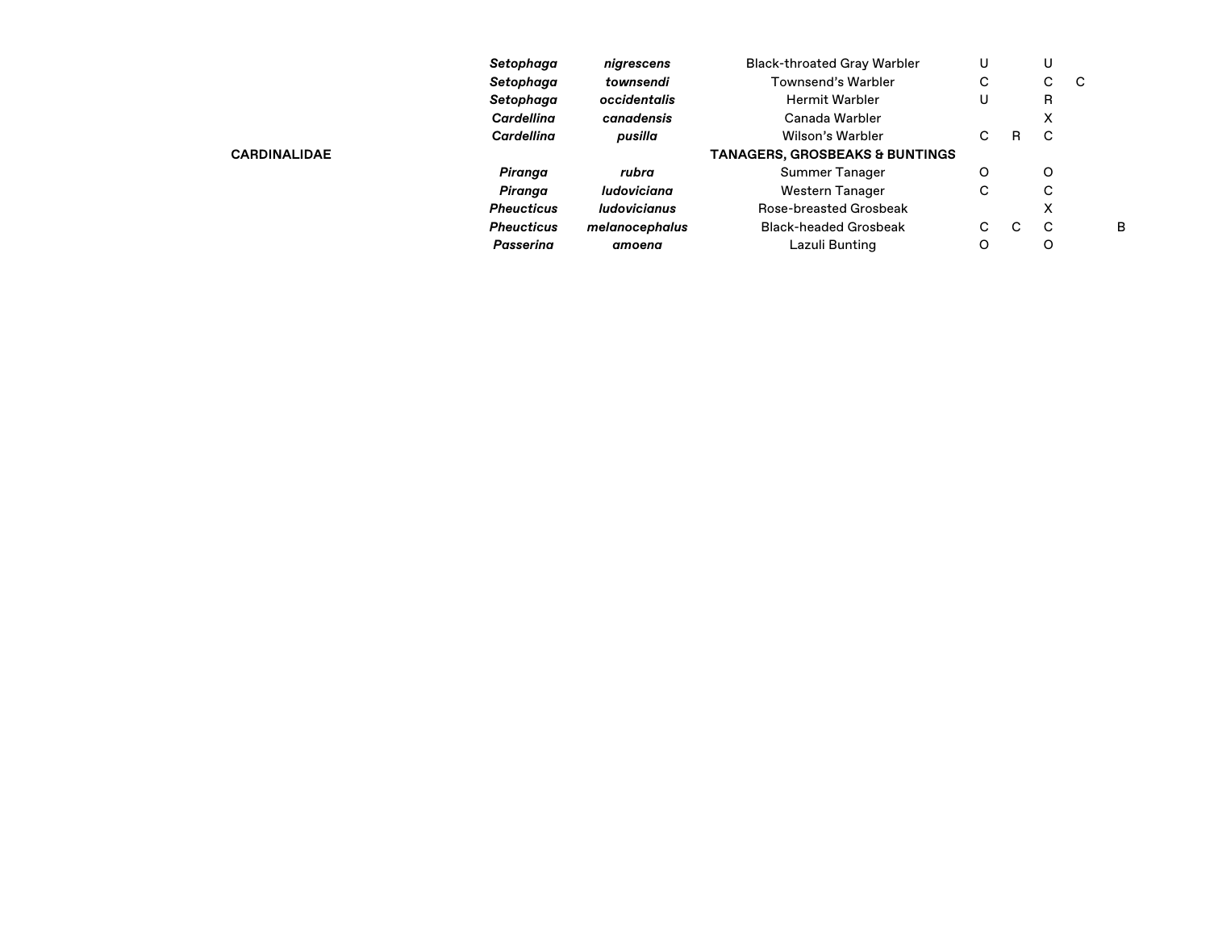| | | | | | | | | |
|---|---|---|---|---|---|---|---|---|
| | ***Setophaga*** | ***nigrescens*** | Black-throated Gray Warbler | U | | U | | |
| | ***Setophaga*** | ***townsendi*** | Townsend's Warbler | C | | C | C | |
| | ***Setophaga*** | ***occidentalis*** | Hermit Warbler | U | | R | | |
| | ***Cardellina*** | ***canadensis*** | Canada Warbler | | | X | | |
| | ***Cardellina*** | ***pusilla*** | Wilson's Warbler | C | R | C | | |
| **CARDINALIDAE** | | | **TANAGERS, GROSBEAKS & BUNTINGS** | | | | | |
| | ***Piranga*** | ***rubra*** | Summer Tanager | O | | O | | |
| | ***Piranga*** | ***ludoviciana*** | Western Tanager | C | | C | | |
| | ***Pheucticus*** | ***ludovicianus*** | Rose-breasted Grosbeak | | | X | | |
| | ***Pheucticus*** | ***melanocephalus*** | Black-headed Grosbeak | C | C | C | | B |
| | ***Passerina*** | ***amoena*** | Lazuli Bunting | O | | O | | |